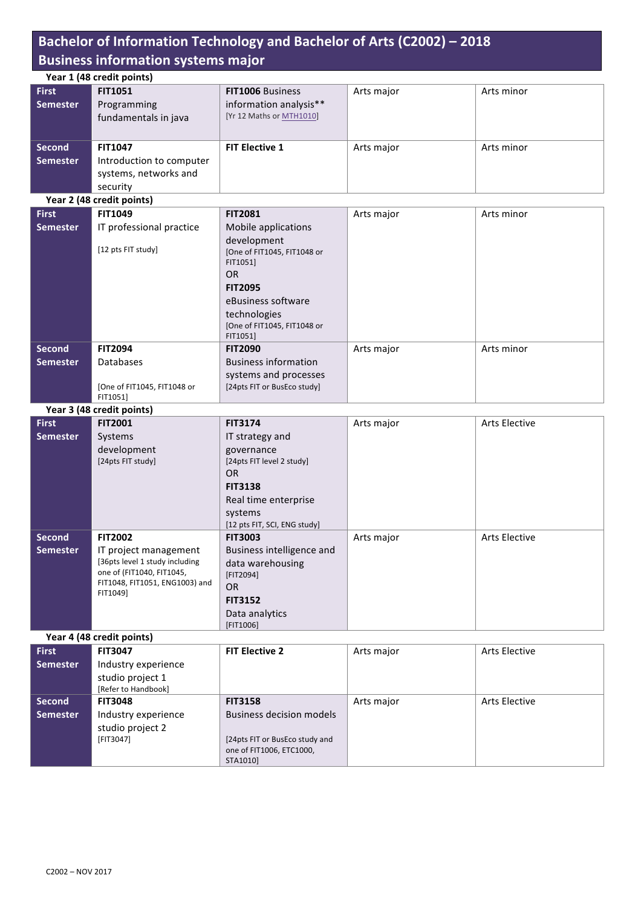# Bachelor of Information Technology and Bachelor of Arts (C2002) – 2018
## Business information systems major

**Year 1 (48 credit points)**

| | | | | |
|---|---|---|---|---|
| **First Semester** | **FIT1051** Programming fundamentals in java | **FIT1006** Business information analysis** [Yr 12 Maths or MTH1010] | Arts major | Arts minor |
| **Second Semester** | **FIT1047** Introduction to computer systems, networks and security | **FIT Elective 1** | Arts major | Arts minor |

**Year 2 (48 credit points)**

| | | | | |
|---|---|---|---|---|
| **First Semester** | **FIT1049** IT professional practice [12 pts FIT study] | **FIT2081** Mobile applications development [One of FIT1045, FIT1048 or FIT1051] OR **FIT2095** eBusiness software technologies [One of FIT1045, FIT1048 or FIT1051] | Arts major | Arts minor |
| **Second Semester** | **FIT2094** Databases [One of FIT1045, FIT1048 or FIT1051] | **FIT2090** Business information systems and processes [24pts FIT or BusEco study] | Arts major | Arts minor |

**Year 3 (48 credit points)**

| | | | | |
|---|---|---|---|---|
| **First Semester** | **FIT2001** Systems development [24pts FIT study] | **FIT3174** IT strategy and governance [24pts FIT level 2 study] OR **FIT3138** Real time enterprise systems [12 pts FIT, SCI, ENG study] | Arts major | Arts Elective |
| **Second Semester** | **FIT2002** IT project management [36pts level 1 study including one of (FIT1040, FIT1045, FIT1048, FIT1051, ENG1003) and FIT1049] | **FIT3003** Business intelligence and data warehousing [FIT2094] OR **FIT3152** Data analytics [FIT1006] | Arts major | Arts Elective |

**Year 4 (48 credit points)**

| | | | | |
|---|---|---|---|---|
| **First Semester** | **FIT3047** Industry experience studio project 1 [Refer to Handbook] | **FIT Elective 2** | Arts major | Arts Elective |
| **Second Semester** | **FIT3048** Industry experience studio project 2 [FIT3047] | **FIT3158** Business decision models [24pts FIT or BusEco study and one of FIT1006, ETC1000, STA1010] | Arts major | Arts Elective |

C2002 – NOV 2017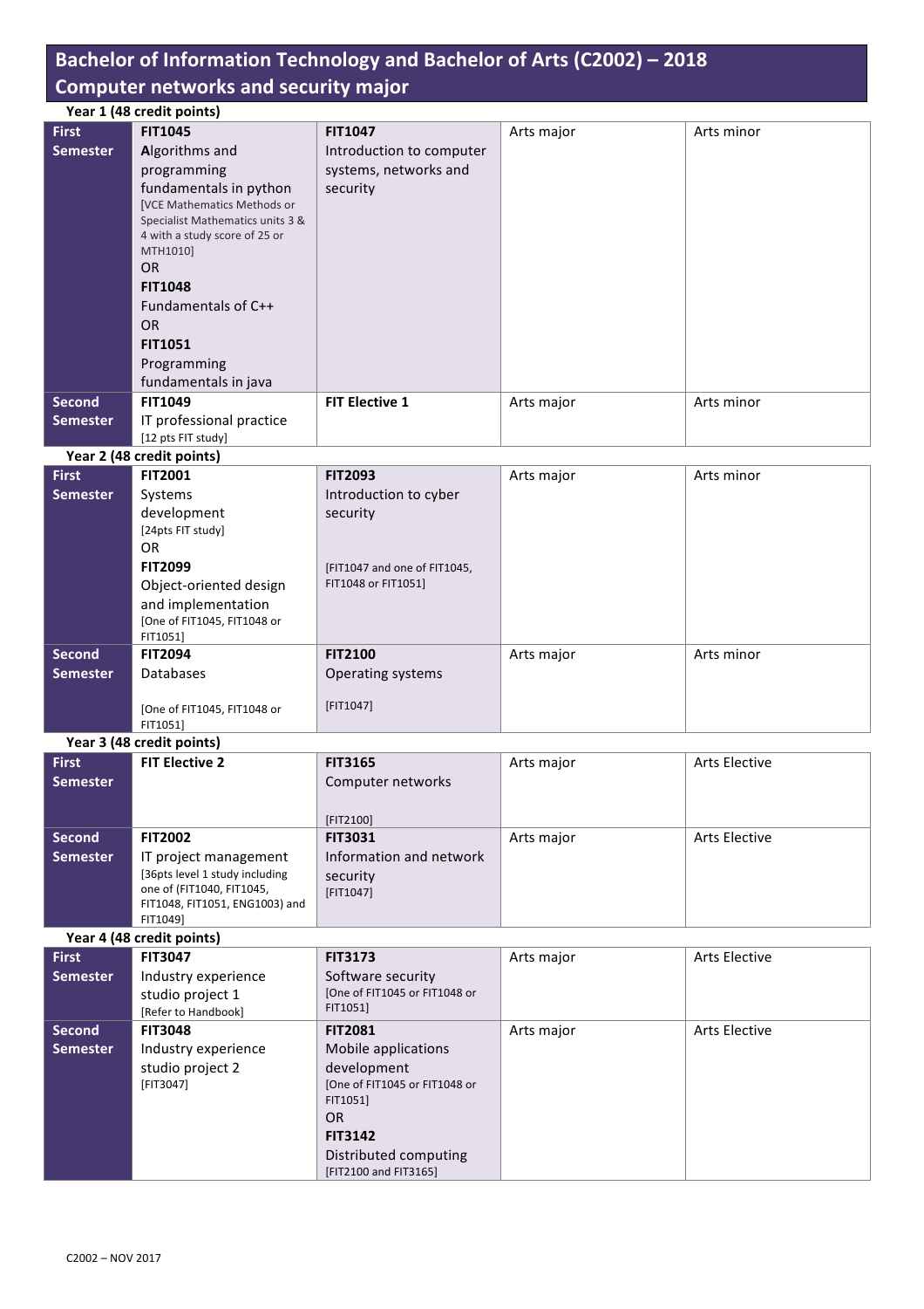# Bachelor of Information Technology and Bachelor of Arts (C2002) – 2018
## Computer networks and security major

**Year 1 (48 credit points)**

| | | | | |
|---|---|---|---|---|
| **First Semester** | **FIT1045** Algorithms and programming fundamentals in python [VCE Mathematics Methods or Specialist Mathematics units 3 & 4 with a study score of 25 or MTH1010] OR **FIT1048** Fundamentals of C++ OR **FIT1051** Programming fundamentals in java | **FIT1047** Introduction to computer systems, networks and security | Arts major | Arts minor |
| **Second Semester** | **FIT1049** IT professional practice [12 pts FIT study] | **FIT Elective 1** | Arts major | Arts minor |

**Year 2 (48 credit points)**

| | | | | |
|---|---|---|---|---|
| **First Semester** | **FIT2001** Systems development [24pts FIT study] OR **FIT2099** Object-oriented design and implementation [One of FIT1045, FIT1048 or FIT1051] | **FIT2093** Introduction to cyber security [FIT1047 and one of FIT1045, FIT1048 or FIT1051] | Arts major | Arts minor |
| **Second Semester** | **FIT2094** Databases [One of FIT1045, FIT1048 or FIT1051] | **FIT2100** Operating systems [FIT1047] | Arts major | Arts minor |

**Year 3 (48 credit points)**

| | | | | |
|---|---|---|---|---|
| **First Semester** | **FIT Elective 2** | **FIT3165** Computer networks [FIT2100] | Arts major | Arts Elective |
| **Second Semester** | **FIT2002** IT project management [36pts level 1 study including one of (FIT1040, FIT1045, FIT1048, FIT1051, ENG1003) and FIT1049] | **FIT3031** Information and network security [FIT1047] | Arts major | Arts Elective |

**Year 4 (48 credit points)**

| | | | | |
|---|---|---|---|---|
| **First Semester** | **FIT3047** Industry experience studio project 1 [Refer to Handbook] | **FIT3173** Software security [One of FIT1045 or FIT1048 or FIT1051] | Arts major | Arts Elective |
| **Second Semester** | **FIT3048** Industry experience studio project 2 [FIT3047] | **FIT2081** Mobile applications development [One of FIT1045 or FIT1048 or FIT1051] OR **FIT3142** Distributed computing [FIT2100 and FIT3165] | Arts major | Arts Elective |

C2002 – NOV 2017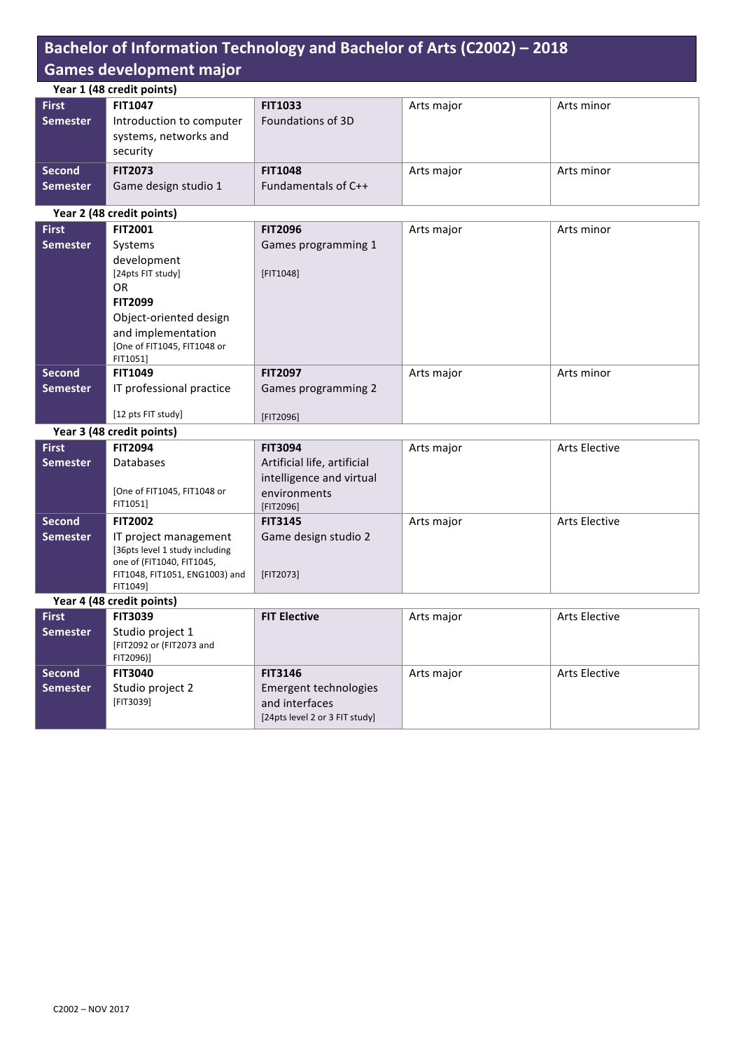## Bachelor of Information Technology and Bachelor of Arts (C2002) – 2018
## Games development major

**Year 1 (48 credit points)**

| | | | | |
|---|---|---|---|---|
| **First Semester** | **FIT1047** Introduction to computer systems, networks and security | **FIT1033** Foundations of 3D | Arts major | Arts minor |
| **Second Semester** | **FIT2073** Game design studio 1 | **FIT1048** Fundamentals of C++ | Arts major | Arts minor |

**Year 2 (48 credit points)**

| | | | | |
|---|---|---|---|---|
| **First Semester** | **FIT2001** Systems development [24pts FIT study] OR **FIT2099** Object-oriented design and implementation [One of FIT1045, FIT1048 or FIT1051] | **FIT2096** Games programming 1 [FIT1048] | Arts major | Arts minor |
| **Second Semester** | **FIT1049** IT professional practice [12 pts FIT study] | **FIT2097** Games programming 2 [FIT2096] | Arts major | Arts minor |

**Year 3 (48 credit points)**

| | | | | |
|---|---|---|---|---|
| **First Semester** | **FIT2094** Databases [One of FIT1045, FIT1048 or FIT1051] | **FIT3094** Artificial life, artificial intelligence and virtual environments [FIT2096] | Arts major | Arts Elective |
| **Second Semester** | **FIT2002** IT project management [36pts level 1 study including one of (FIT1040, FIT1045, FIT1048, FIT1051, ENG1003) and FIT1049] | **FIT3145** Game design studio 2 [FIT2073] | Arts major | Arts Elective |

**Year 4 (48 credit points)**

| | | | | |
|---|---|---|---|---|
| **First Semester** | **FIT3039** Studio project 1 [FIT2092 or (FIT2073 and FIT2096)] | **FIT Elective** | Arts major | Arts Elective |
| **Second Semester** | **FIT3040** Studio project 2 [FIT3039] | **FIT3146** Emergent technologies and interfaces [24pts level 2 or 3 FIT study] | Arts major | Arts Elective |

C2002 – NOV 2017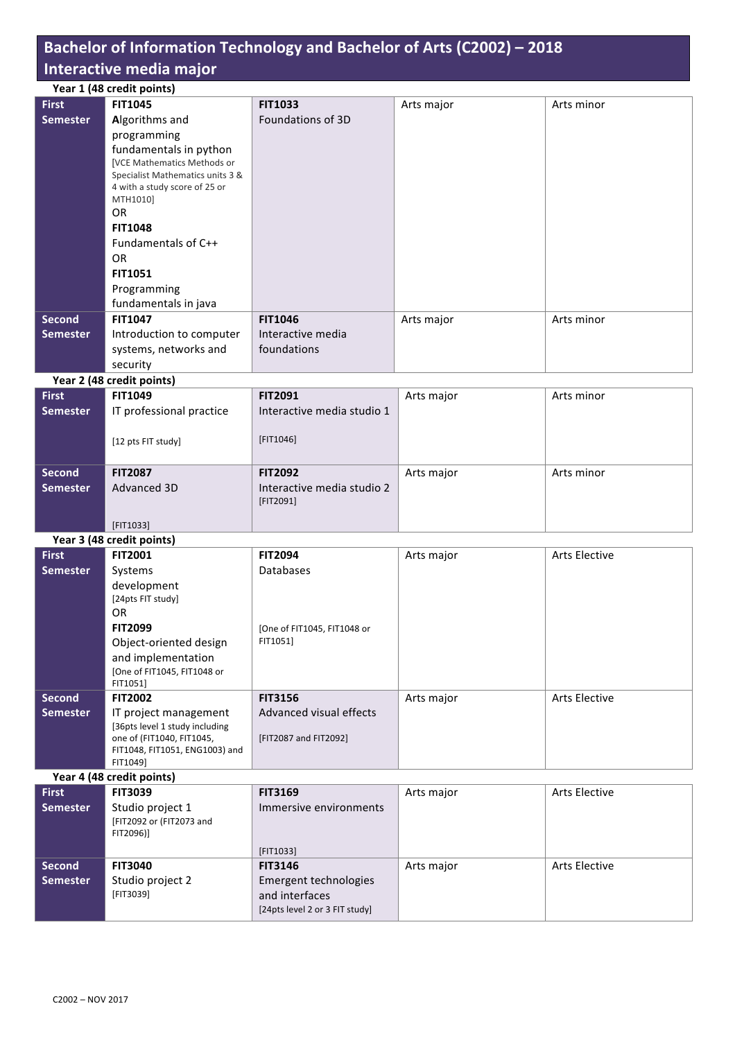# Bachelor of Information Technology and Bachelor of Arts (C2002) – 2018
## Interactive media major

**Year 1 (48 credit points)**

| | | | | |
|---|---|---|---|---|
| **First Semester** | **FIT1045** Algorithms and programming fundamentals in python [VCE Mathematics Methods or Specialist Mathematics units 3 & 4 with a study score of 25 or MTH1010] OR **FIT1048** Fundamentals of C++ OR **FIT1051** Programming fundamentals in java | **FIT1033** Foundations of 3D | Arts major | Arts minor |
| **Second Semester** | **FIT1047** Introduction to computer systems, networks and security | **FIT1046** Interactive media foundations | Arts major | Arts minor |

**Year 2 (48 credit points)**

| | | | | |
|---|---|---|---|---|
| **First Semester** | **FIT1049** IT professional practice [12 pts FIT study] | **FIT2091** Interactive media studio 1 [FIT1046] | Arts major | Arts minor |
| **Second Semester** | **FIT2087** Advanced 3D [FIT1033] | **FIT2092** Interactive media studio 2 [FIT2091] | Arts major | Arts minor |

**Year 3 (48 credit points)**

| | | | | |
|---|---|---|---|---|
| **First Semester** | **FIT2001** Systems development [24pts FIT study] OR **FIT2099** Object-oriented design and implementation [One of FIT1045, FIT1048 or FIT1051] | **FIT2094** Databases [One of FIT1045, FIT1048 or FIT1051] | Arts major | Arts Elective |
| **Second Semester** | **FIT2002** IT project management [36pts level 1 study including one of (FIT1040, FIT1045, FIT1048, FIT1051, ENG1003) and FIT1049] | **FIT3156** Advanced visual effects [FIT2087 and FIT2092] | Arts major | Arts Elective |

**Year 4 (48 credit points)**

| | | | | |
|---|---|---|---|---|
| **First Semester** | **FIT3039** Studio project 1 [FIT2092 or (FIT2073 and FIT2096)] | **FIT3169** Immersive environments [FIT1033] | Arts major | Arts Elective |
| **Second Semester** | **FIT3040** Studio project 2 [FIT3039] | **FIT3146** Emergent technologies and interfaces [24pts level 2 or 3 FIT study] | Arts major | Arts Elective |

C2002 – NOV 2017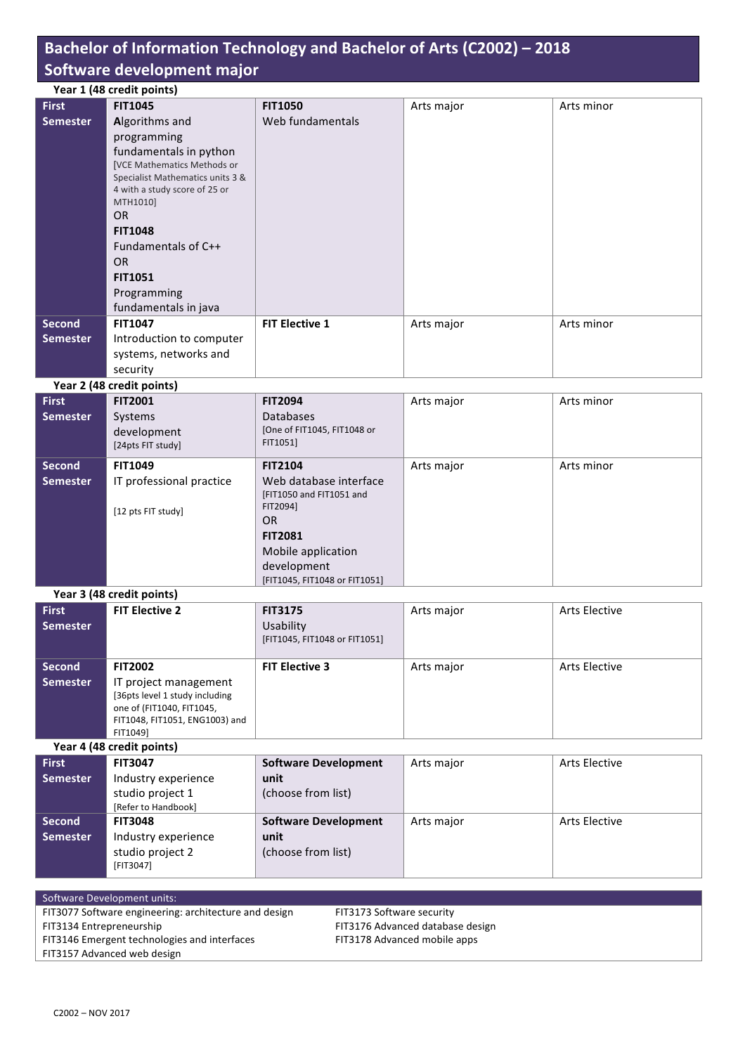# Bachelor of Information Technology and Bachelor of Arts (C2002) – 2018
## Software development major

**Year 1 (48 credit points)**

| | | | | |
|---|---|---|---|---|
| **First Semester** | **FIT1045** Algorithms and programming fundamentals in python [VCE Mathematics Methods or Specialist Mathematics units 3 & 4 with a study score of 25 or MTH1010] OR **FIT1048** Fundamentals of C++ OR **FIT1051** Programming fundamentals in java | **FIT1050** Web fundamentals | Arts major | Arts minor |
| **Second Semester** | **FIT1047** Introduction to computer systems, networks and security | **FIT Elective 1** | Arts major | Arts minor |

**Year 2 (48 credit points)**

| | | | | |
|---|---|---|---|---|
| **First Semester** | **FIT2001** Systems development [24pts FIT study] | **FIT2094** Databases [One of FIT1045, FIT1048 or FIT1051] | Arts major | Arts minor |
| **Second Semester** | **FIT1049** IT professional practice [12 pts FIT study] | **FIT2104** Web database interface [FIT1050 and FIT1051 and FIT2094] OR **FIT2081** Mobile application development [FIT1045, FIT1048 or FIT1051] | Arts major | Arts minor |

**Year 3 (48 credit points)**

| | | | | |
|---|---|---|---|---|
| **First Semester** | **FIT Elective 2** | **FIT3175** Usability [FIT1045, FIT1048 or FIT1051] | Arts major | Arts Elective |
| **Second Semester** | **FIT2002** IT project management [36pts level 1 study including one of (FIT1040, FIT1045, FIT1048, FIT1051, ENG1003) and FIT1049] | **FIT Elective 3** | Arts major | Arts Elective |

**Year 4 (48 credit points)**

| | | | | |
|---|---|---|---|---|
| **First Semester** | **FIT3047** Industry experience studio project 1 [Refer to Handbook] | **Software Development unit** (choose from list) | Arts major | Arts Elective |
| **Second Semester** | **FIT3048** Industry experience studio project 2 [FIT3047] | **Software Development unit** (choose from list) | Arts major | Arts Elective |

**Software Development units:**

- FIT3077 Software engineering: architecture and design
- FIT3134 Entrepreneurship
- FIT3146 Emergent technologies and interfaces
- FIT3157 Advanced web design
- FIT3173 Software security
- FIT3176 Advanced database design
- FIT3178 Advanced mobile apps

C2002 – NOV 2017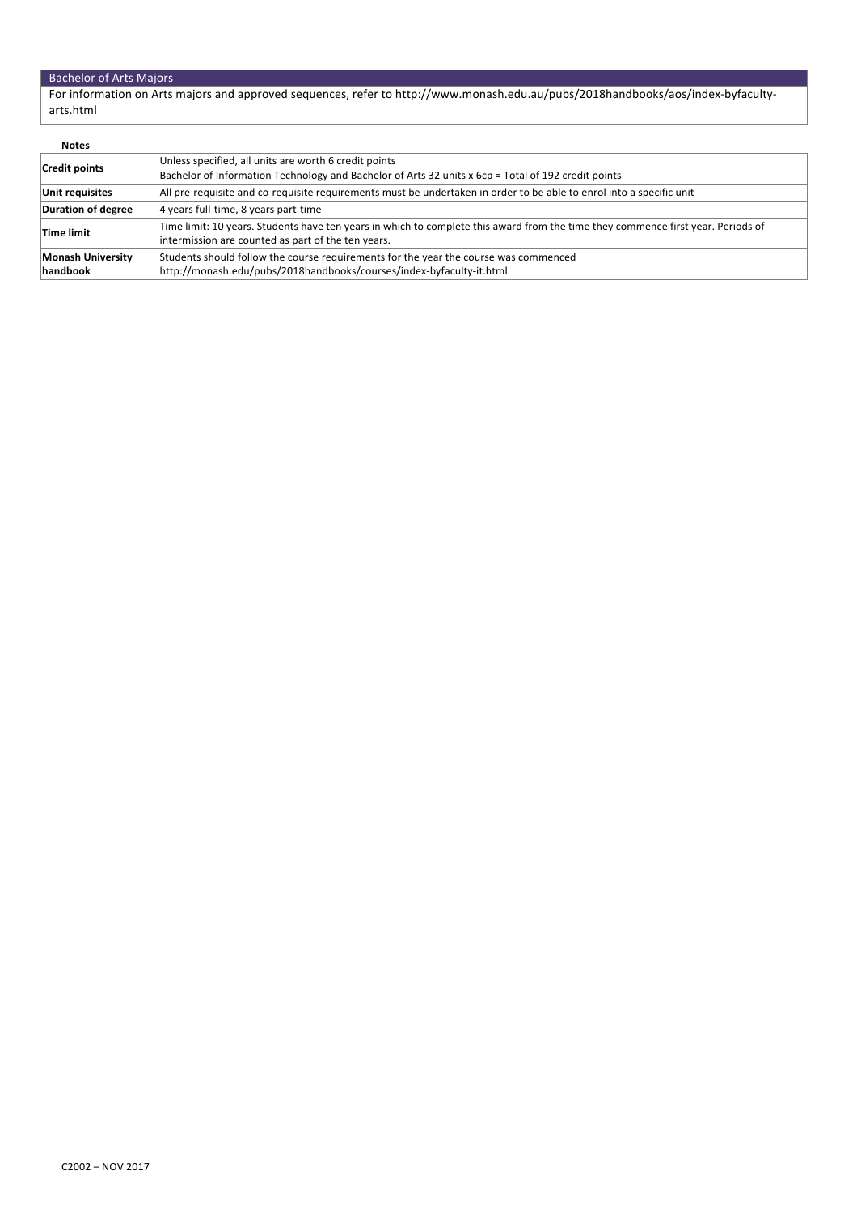## Bachelor of Arts Majors

For information on Arts majors and approved sequences, refer to http://www.monash.edu.au/pubs/2018handbooks/aos/index-byfaculty-arts.html

**Notes**

| | |
|---|---|
| **Credit points** | Unless specified, all units are worth 6 credit points<br>Bachelor of Information Technology and Bachelor of Arts 32 units x 6cp = Total of 192 credit points |
| **Unit requisites** | All pre-requisite and co-requisite requirements must be undertaken in order to be able to enrol into a specific unit |
| **Duration of degree** | 4 years full-time, 8 years part-time |
| **Time limit** | Time limit: 10 years. Students have ten years in which to complete this award from the time they commence first year. Periods of intermission are counted as part of the ten years. |
| **Monash University handbook** | Students should follow the course requirements for the year the course was commenced<br>http://monash.edu/pubs/2018handbooks/courses/index-byfaculty-it.html |

C2002 – NOV 2017